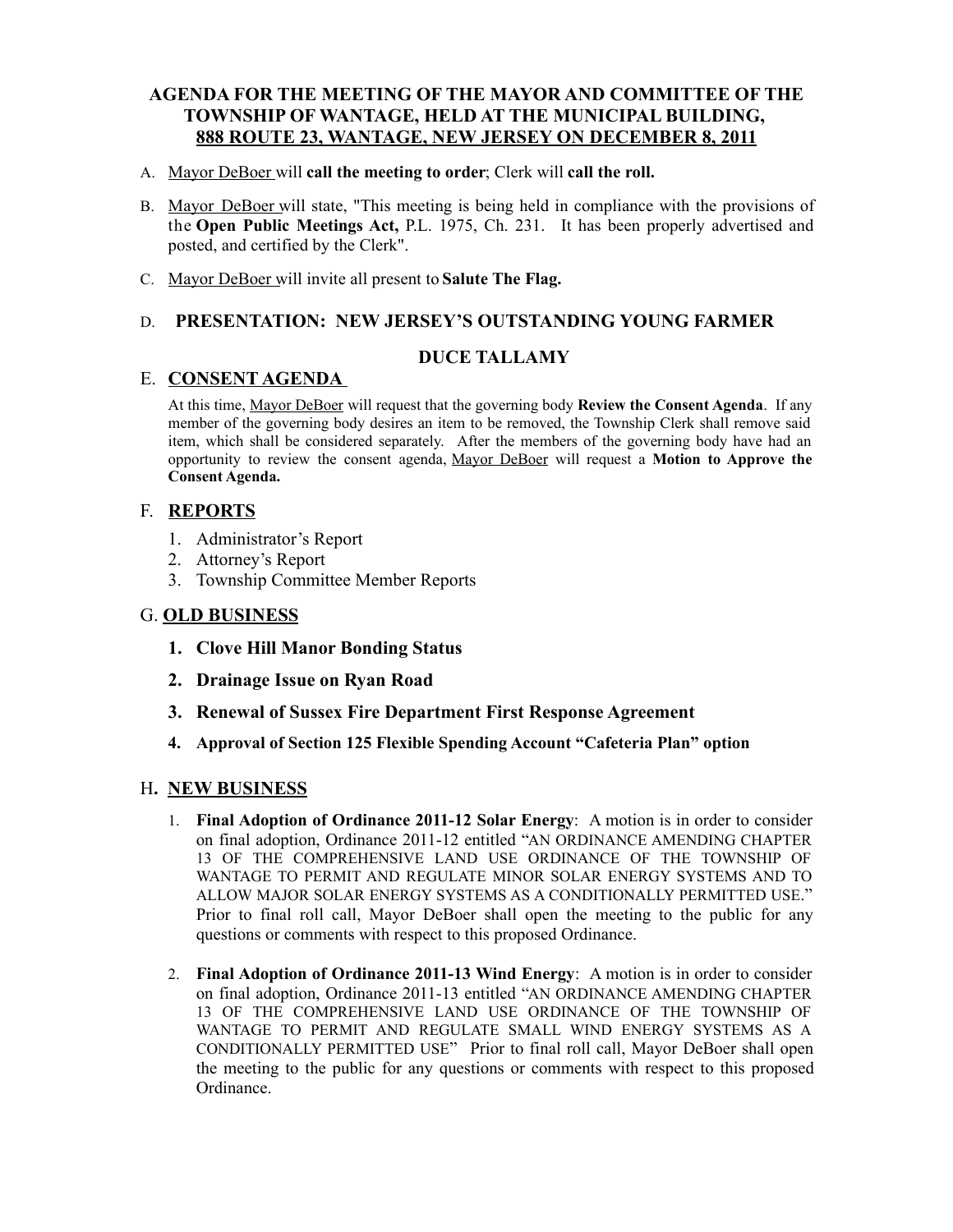# AGENDA FOR THE MEETING OF THE MAYOR AND COMMITTEE OF THE TOWNSHIP OF WANTAGE, HELD AT THE MUNICIPAL BUILDING, 888 ROUTE 23, WANTAGE, NEW JERSEY ON DECEMBER 8, 2011

A. Mayor DeBoer will **call the meeting to order**; Clerk will **call the roll.**

B. Mayor DeBoer will state, "This meeting is being held in compliance with the provisions of the **Open Public Meetings Act,** P.L. 1975, Ch. 231. It has been properly advertised and posted, and certified by the Clerk".

C. Mayor DeBoer will invite all present to **Salute The Flag.**

## D. PRESENTATION: NEW JERSEY'S OUTSTANDING YOUNG FARMER

**DUCE TALLAMY**

## E. CONSENT AGENDA

At this time, Mayor DeBoer will request that the governing body **Review the Consent Agenda**. If any member of the governing body desires an item to be removed, the Township Clerk shall remove said item, which shall be considered separately. After the members of the governing body have had an opportunity to review the consent agenda, Mayor DeBoer will request a **Motion to Approve the Consent Agenda.**

## F. REPORTS

1. Administrator's Report
2. Attorney's Report
3. Township Committee Member Reports

## G. OLD BUSINESS

1. **Clove Hill Manor Bonding Status**
2. **Drainage Issue on Ryan Road**
3. **Renewal of Sussex Fire Department First Response Agreement**
4. **Approval of Section 125 Flexible Spending Account "Cafeteria Plan" option**

## H. NEW BUSINESS

1. **Final Adoption of Ordinance 2011-12 Solar Energy**: A motion is in order to consider on final adoption, Ordinance 2011-12 entitled "AN ORDINANCE AMENDING CHAPTER 13 OF THE COMPREHENSIVE LAND USE ORDINANCE OF THE TOWNSHIP OF WANTAGE TO PERMIT AND REGULATE MINOR SOLAR ENERGY SYSTEMS AND TO ALLOW MAJOR SOLAR ENERGY SYSTEMS AS A CONDITIONALLY PERMITTED USE." Prior to final roll call, Mayor DeBoer shall open the meeting to the public for any questions or comments with respect to this proposed Ordinance.

2. **Final Adoption of Ordinance 2011-13 Wind Energy**: A motion is in order to consider on final adoption, Ordinance 2011-13 entitled "AN ORDINANCE AMENDING CHAPTER 13 OF THE COMPREHENSIVE LAND USE ORDINANCE OF THE TOWNSHIP OF WANTAGE TO PERMIT AND REGULATE SMALL WIND ENERGY SYSTEMS AS A CONDITIONALLY PERMITTED USE" Prior to final roll call, Mayor DeBoer shall open the meeting to the public for any questions or comments with respect to this proposed Ordinance.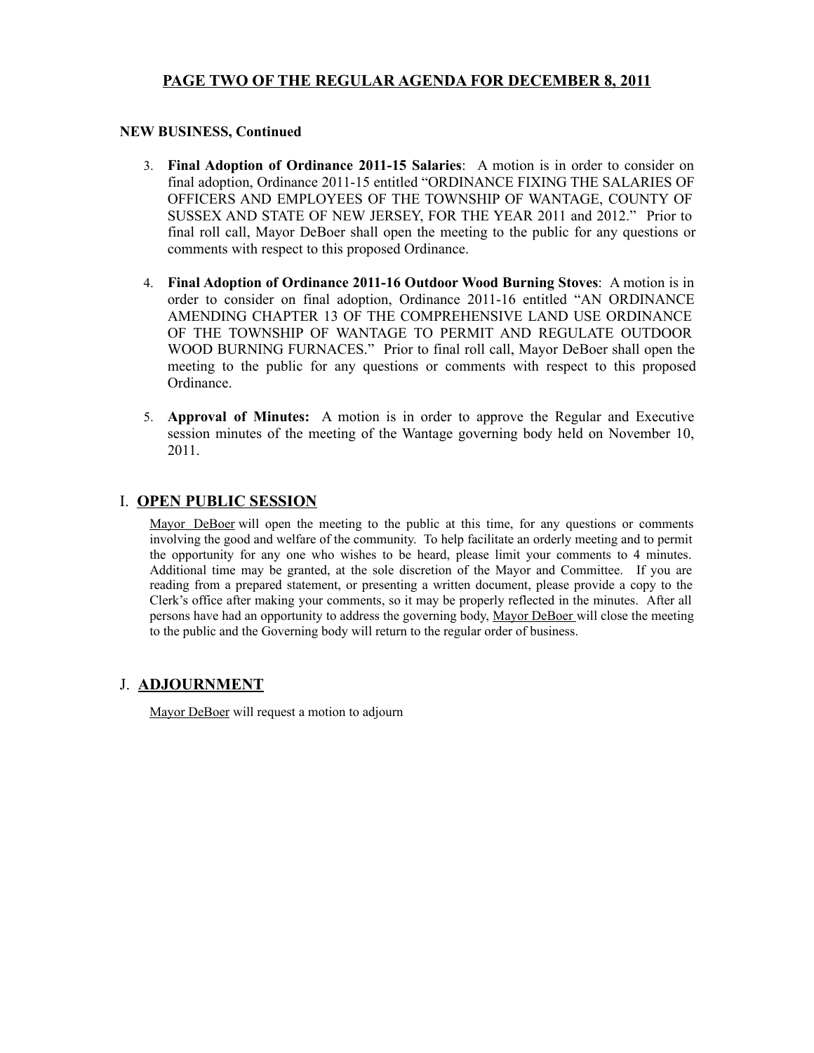## PAGE TWO OF THE REGULAR AGENDA FOR DECEMBER 8, 2011

**NEW BUSINESS, Continued**

3. **Final Adoption of Ordinance 2011-15 Salaries**: A motion is in order to consider on final adoption, Ordinance 2011-15 entitled "ORDINANCE FIXING THE SALARIES OF OFFICERS AND EMPLOYEES OF THE TOWNSHIP OF WANTAGE, COUNTY OF SUSSEX AND STATE OF NEW JERSEY, FOR THE YEAR 2011 and 2012." Prior to final roll call, Mayor DeBoer shall open the meeting to the public for any questions or comments with respect to this proposed Ordinance.

4. **Final Adoption of Ordinance 2011-16 Outdoor Wood Burning Stoves**: A motion is in order to consider on final adoption, Ordinance 2011-16 entitled "AN ORDINANCE AMENDING CHAPTER 13 OF THE COMPREHENSIVE LAND USE ORDINANCE OF THE TOWNSHIP OF WANTAGE TO PERMIT AND REGULATE OUTDOOR WOOD BURNING FURNACES." Prior to final roll call, Mayor DeBoer shall open the meeting to the public for any questions or comments with respect to this proposed Ordinance.

5. **Approval of Minutes:** A motion is in order to approve the Regular and Executive session minutes of the meeting of the Wantage governing body held on November 10, 2011.

## I. OPEN PUBLIC SESSION

Mayor DeBoer will open the meeting to the public at this time, for any questions or comments involving the good and welfare of the community. To help facilitate an orderly meeting and to permit the opportunity for any one who wishes to be heard, please limit your comments to 4 minutes. Additional time may be granted, at the sole discretion of the Mayor and Committee. If you are reading from a prepared statement, or presenting a written document, please provide a copy to the Clerk's office after making your comments, so it may be properly reflected in the minutes. After all persons have had an opportunity to address the governing body, Mayor DeBoer will close the meeting to the public and the Governing body will return to the regular order of business.

## J. ADJOURNMENT

Mayor DeBoer will request a motion to adjourn